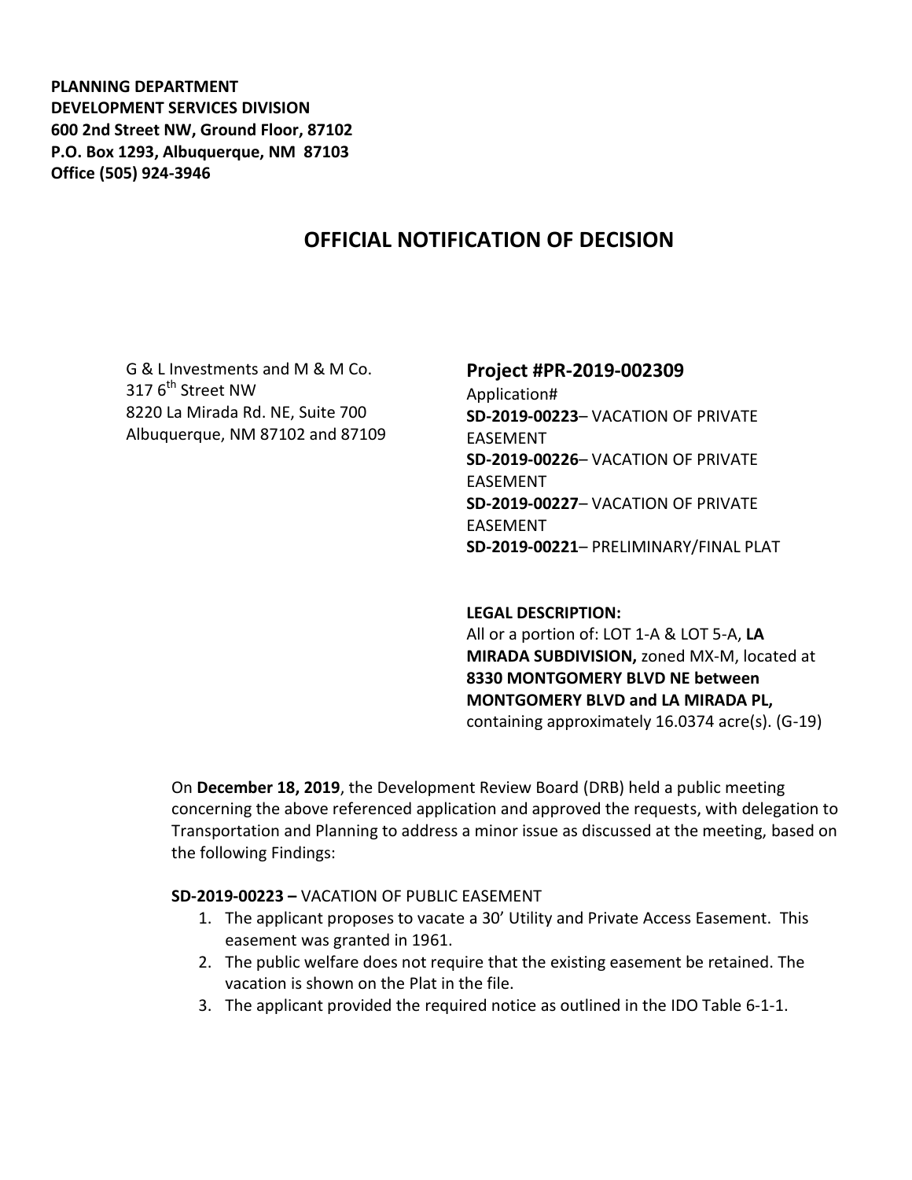**PLANNING DEPARTMENT**
**DEVELOPMENT SERVICES DIVISION**
**600 2nd Street NW, Ground Floor, 87102**
**P.O. Box 1293, Albuquerque, NM 87103**
**Office (505) 924-3946**

# OFFICIAL NOTIFICATION OF DECISION

G & L Investments and M & M Co.
317 6th Street NW
8220 La Mirada Rd. NE, Suite 700
Albuquerque, NM 87102 and 87109

## Project #PR-2019-002309

Application#
**SD-2019-00223**– VACATION OF PRIVATE EASEMENT
**SD-2019-00226**– VACATION OF PRIVATE EASEMENT
**SD-2019-00227**– VACATION OF PRIVATE EASEMENT
**SD-2019-00221**– PRELIMINARY/FINAL PLAT

**LEGAL DESCRIPTION:**
All or a portion of: LOT 1-A & LOT 5-A, **LA MIRADA SUBDIVISION,** zoned MX-M, located at **8330 MONTGOMERY BLVD NE between MONTGOMERY BLVD and LA MIRADA PL,** containing approximately 16.0374 acre(s). (G-19)

On **December 18, 2019**, the Development Review Board (DRB) held a public meeting concerning the above referenced application and approved the requests, with delegation to Transportation and Planning to address a minor issue as discussed at the meeting, based on the following Findings:

**SD-2019-00223 –** VACATION OF PUBLIC EASEMENT

1. The applicant proposes to vacate a 30' Utility and Private Access Easement. This easement was granted in 1961.
2. The public welfare does not require that the existing easement be retained. The vacation is shown on the Plat in the file.
3. The applicant provided the required notice as outlined in the IDO Table 6-1-1.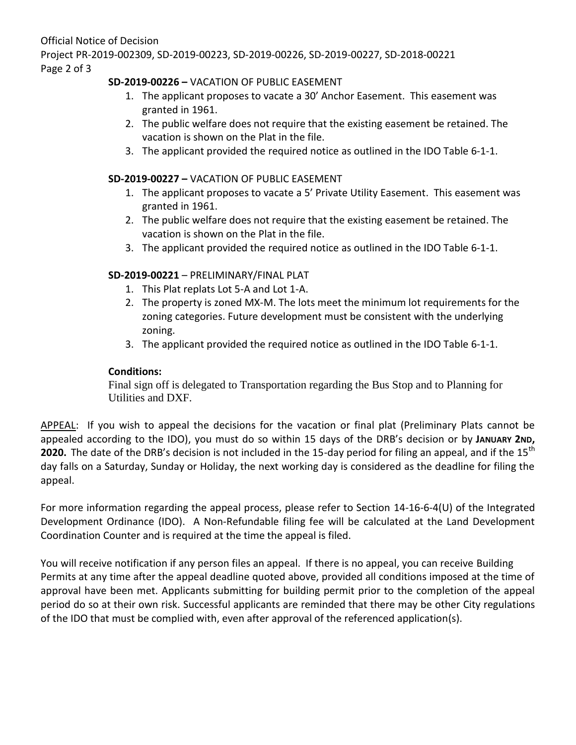**SD-2019-00226 –** VACATION OF PUBLIC EASEMENT

1. The applicant proposes to vacate a 30' Anchor Easement. This easement was granted in 1961.
2. The public welfare does not require that the existing easement be retained. The vacation is shown on the Plat in the file.
3. The applicant provided the required notice as outlined in the IDO Table 6-1-1.

**SD-2019-00227 –** VACATION OF PUBLIC EASEMENT

1. The applicant proposes to vacate a 5' Private Utility Easement. This easement was granted in 1961.
2. The public welfare does not require that the existing easement be retained. The vacation is shown on the Plat in the file.
3. The applicant provided the required notice as outlined in the IDO Table 6-1-1.

**SD-2019-00221** – PRELIMINARY/FINAL PLAT

1. This Plat replats Lot 5-A and Lot 1-A.
2. The property is zoned MX-M. The lots meet the minimum lot requirements for the zoning categories. Future development must be consistent with the underlying zoning.
3. The applicant provided the required notice as outlined in the IDO Table 6-1-1.

**Conditions:**

Final sign off is delegated to Transportation regarding the Bus Stop and to Planning for Utilities and DXF.

APPEAL: If you wish to appeal the decisions for the vacation or final plat (Preliminary Plats cannot be appealed according to the IDO), you must do so within 15 days of the DRB's decision or by **JANUARY 2ND, 2020.** The date of the DRB's decision is not included in the 15-day period for filing an appeal, and if the 15th day falls on a Saturday, Sunday or Holiday, the next working day is considered as the deadline for filing the appeal.

For more information regarding the appeal process, please refer to Section 14-16-6-4(U) of the Integrated Development Ordinance (IDO). A Non-Refundable filing fee will be calculated at the Land Development Coordination Counter and is required at the time the appeal is filed.

You will receive notification if any person files an appeal. If there is no appeal, you can receive Building Permits at any time after the appeal deadline quoted above, provided all conditions imposed at the time of approval have been met. Applicants submitting for building permit prior to the completion of the appeal period do so at their own risk. Successful applicants are reminded that there may be other City regulations of the IDO that must be complied with, even after approval of the referenced application(s).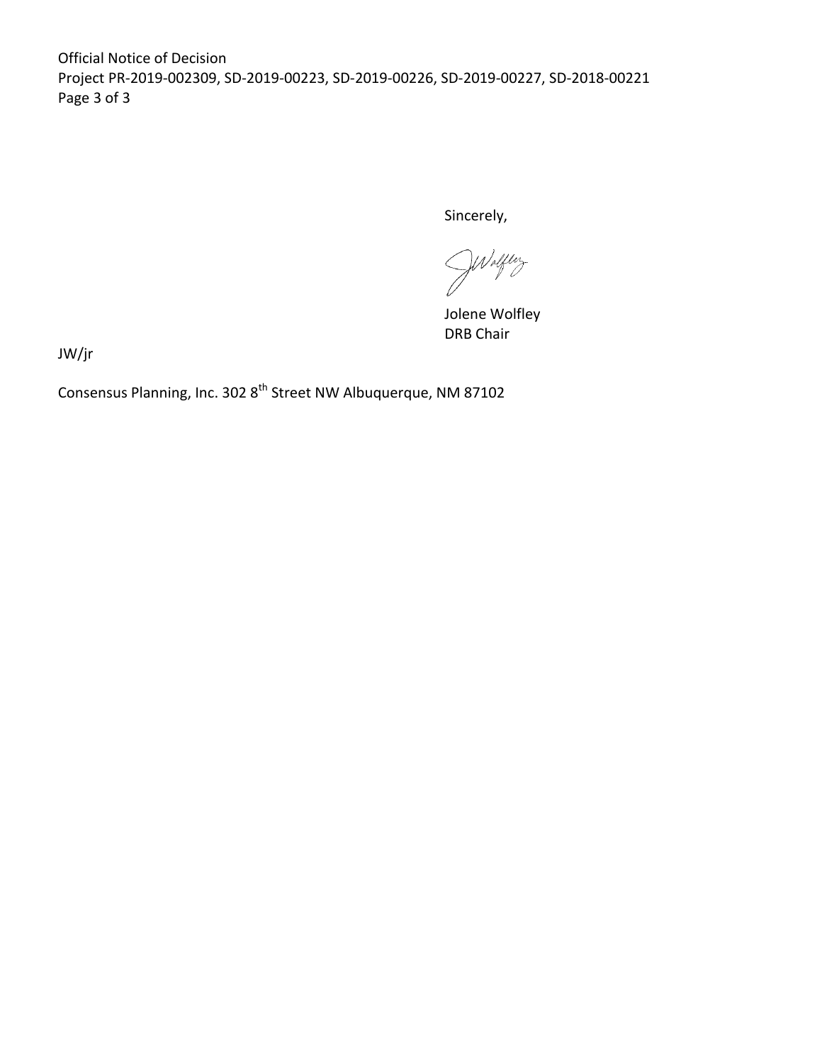Sincerely,

Jolene Wolfley
DRB Chair

JW/jr

Consensus Planning, Inc. 302 8th Street NW Albuquerque, NM 87102